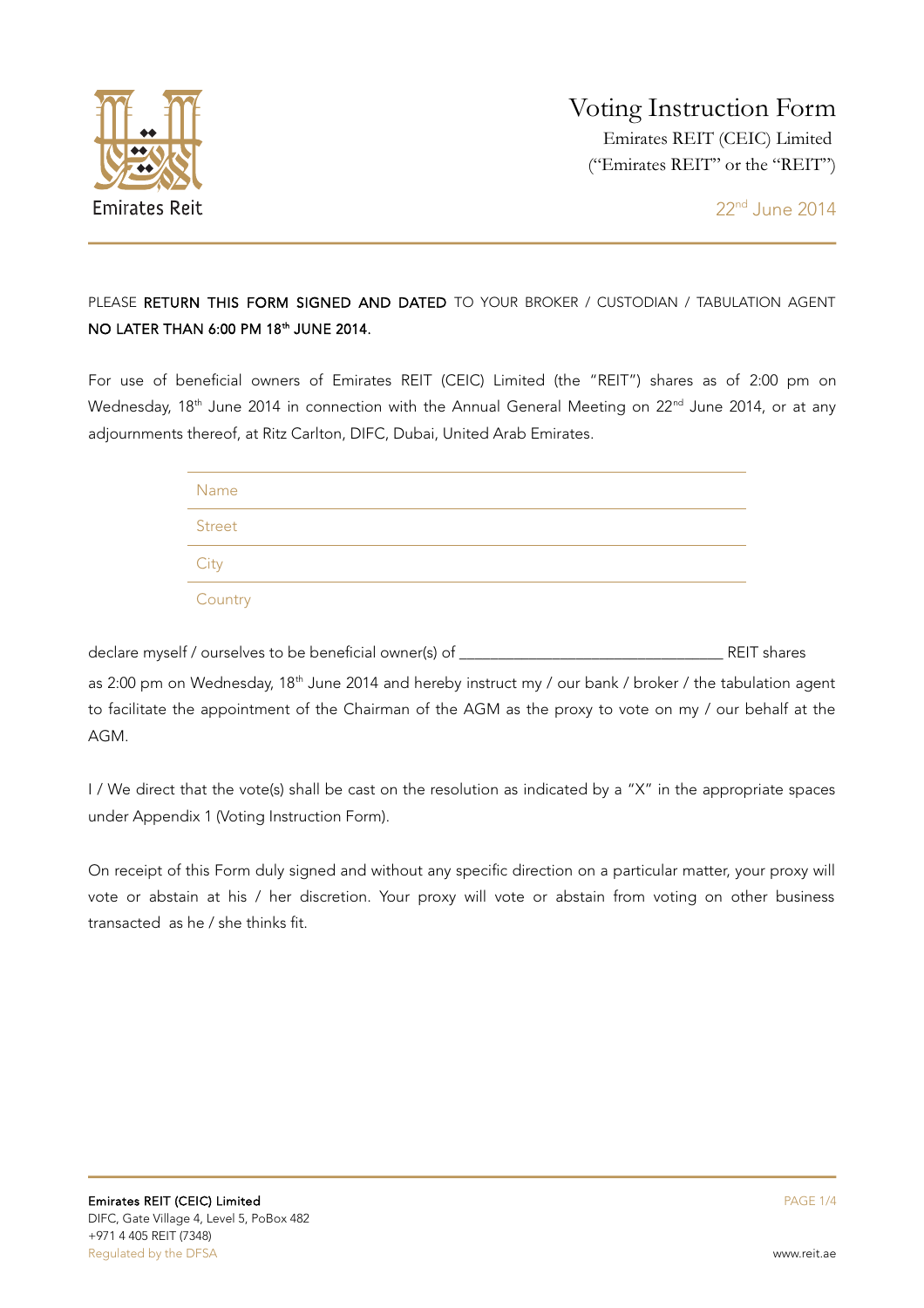Emirates Reit

# Voting Instruction Form

Emirates REIT (CEIC) Limited
("Emirates REIT" or the "REIT")

22nd June 2014

PLEASE **RETURN THIS FORM SIGNED AND DATED** TO YOUR BROKER / CUSTODIAN / TABULATION AGENT **NO LATER THAN 6:00 PM 18th JUNE 2014.**

For use of beneficial owners of Emirates REIT (CEIC) Limited (the "REIT") shares as of 2:00 pm on Wednesday, 18th June 2014 in connection with the Annual General Meeting on 22nd June 2014, or at any adjournments thereof, at Ritz Carlton, DIFC, Dubai, United Arab Emirates.

| |
|---|
| Name |
| Street |
| City |
| Country |

declare myself / ourselves to be beneficial owner(s) of ________________________________ REIT shares as 2:00 pm on Wednesday, 18th June 2014 and hereby instruct my / our bank / broker / the tabulation agent to facilitate the appointment of the Chairman of the AGM as the proxy to vote on my / our behalf at the AGM.

I / We direct that the vote(s) shall be cast on the resolution as indicated by a "X" in the appropriate spaces under Appendix 1 (Voting Instruction Form).

On receipt of this Form duly signed and without any specific direction on a particular matter, your proxy will vote or abstain at his / her discretion. Your proxy will vote or abstain from voting on other business transacted as he / she thinks fit.

**Emirates REIT (CEIC) Limited**
DIFC, Gate Village 4, Level 5, PoBox 482
+971 4 405 REIT (7348)
Regulated by the DFSA

www.reit.ae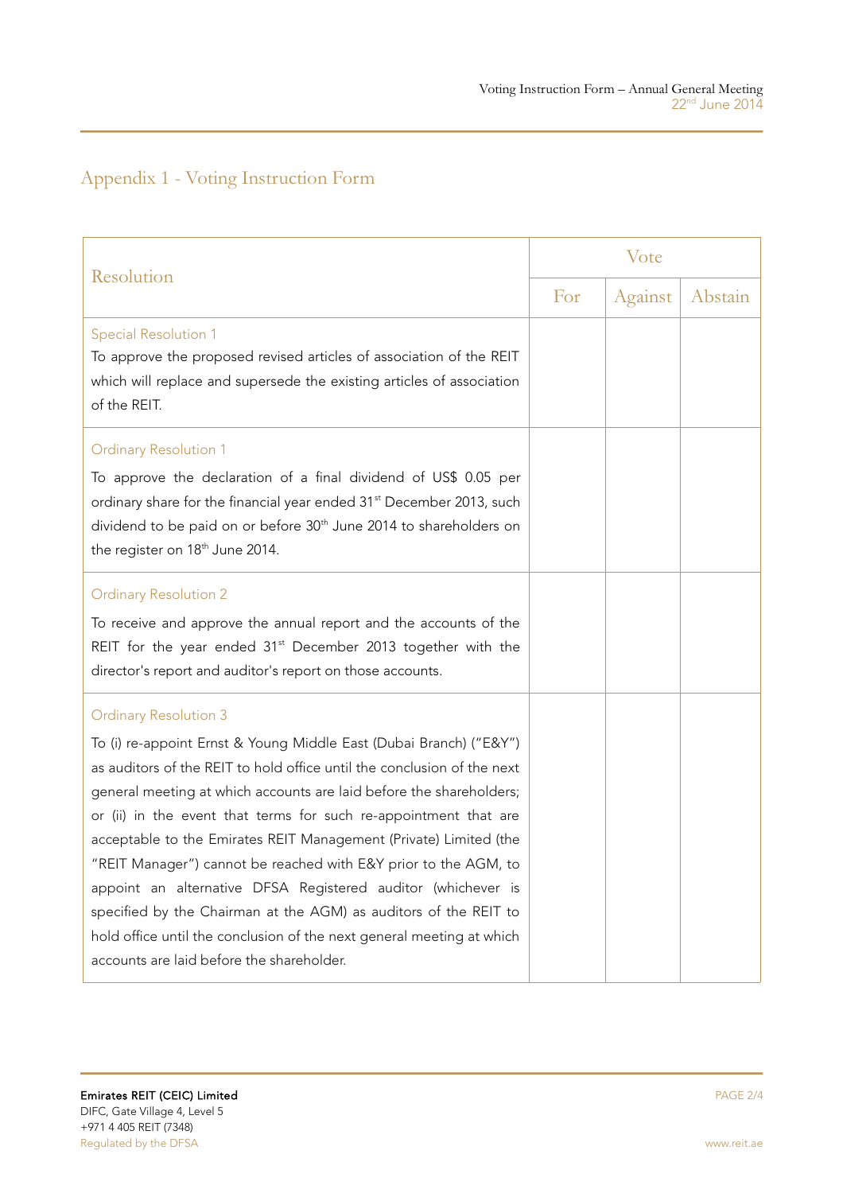## Appendix 1 - Voting Instruction Form

| Resolution | Vote | | |
|---|---|---|---|
| | For | Against | Abstain |
| Special Resolution 1<br>To approve the proposed revised articles of association of the REIT which will replace and supersede the existing articles of association of the REIT. | | | |
| Ordinary Resolution 1<br>To approve the declaration of a final dividend of US$ 0.05 per ordinary share for the financial year ended 31st December 2013, such dividend to be paid on or before 30th June 2014 to shareholders on the register on 18th June 2014. | | | |
| Ordinary Resolution 2<br>To receive and approve the annual report and the accounts of the REIT for the year ended 31st December 2013 together with the director's report and auditor's report on those accounts. | | | |
| Ordinary Resolution 3<br>To (i) re-appoint Ernst & Young Middle East (Dubai Branch) ("E&Y") as auditors of the REIT to hold office until the conclusion of the next general meeting at which accounts are laid before the shareholders; or (ii) in the event that terms for such re-appointment that are acceptable to the Emirates REIT Management (Private) Limited (the "REIT Manager") cannot be reached with E&Y prior to the AGM, to appoint an alternative DFSA Registered auditor (whichever is specified by the Chairman at the AGM) as auditors of the REIT to hold office until the conclusion of the next general meeting at which accounts are laid before the shareholder. | | | |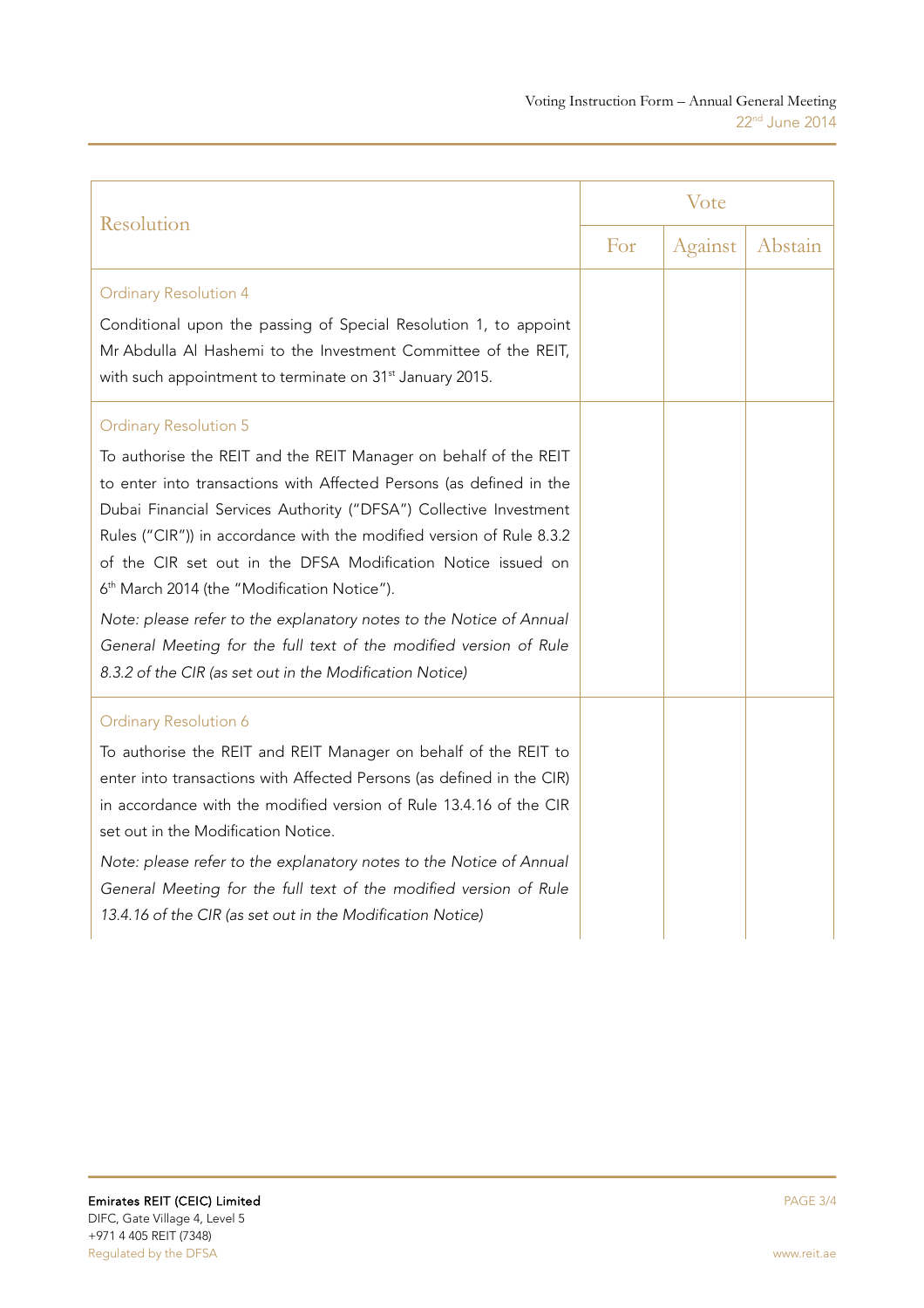| Resolution | Vote | | |
|---|---|---|---|
| | For | Against | Abstain |
| Ordinary Resolution 4<br><br>Conditional upon the passing of Special Resolution 1, to appoint Mr Abdulla Al Hashemi to the Investment Committee of the REIT, with such appointment to terminate on 31st January 2015. | | | |
| Ordinary Resolution 5<br><br>To authorise the REIT and the REIT Manager on behalf of the REIT to enter into transactions with Affected Persons (as defined in the Dubai Financial Services Authority ("DFSA") Collective Investment Rules ("CIR")) in accordance with the modified version of Rule 8.3.2 of the CIR set out in the DFSA Modification Notice issued on 6th March 2014 (the "Modification Notice").<br><br>*Note: please refer to the explanatory notes to the Notice of Annual General Meeting for the full text of the modified version of Rule 8.3.2 of the CIR (as set out in the Modification Notice)* | | | |
| Ordinary Resolution 6<br><br>To authorise the REIT and REIT Manager on behalf of the REIT to enter into transactions with Affected Persons (as defined in the CIR) in accordance with the modified version of Rule 13.4.16 of the CIR set out in the Modification Notice.<br><br>*Note: please refer to the explanatory notes to the Notice of Annual General Meeting for the full text of the modified version of Rule 13.4.16 of the CIR (as set out in the Modification Notice)* | | | |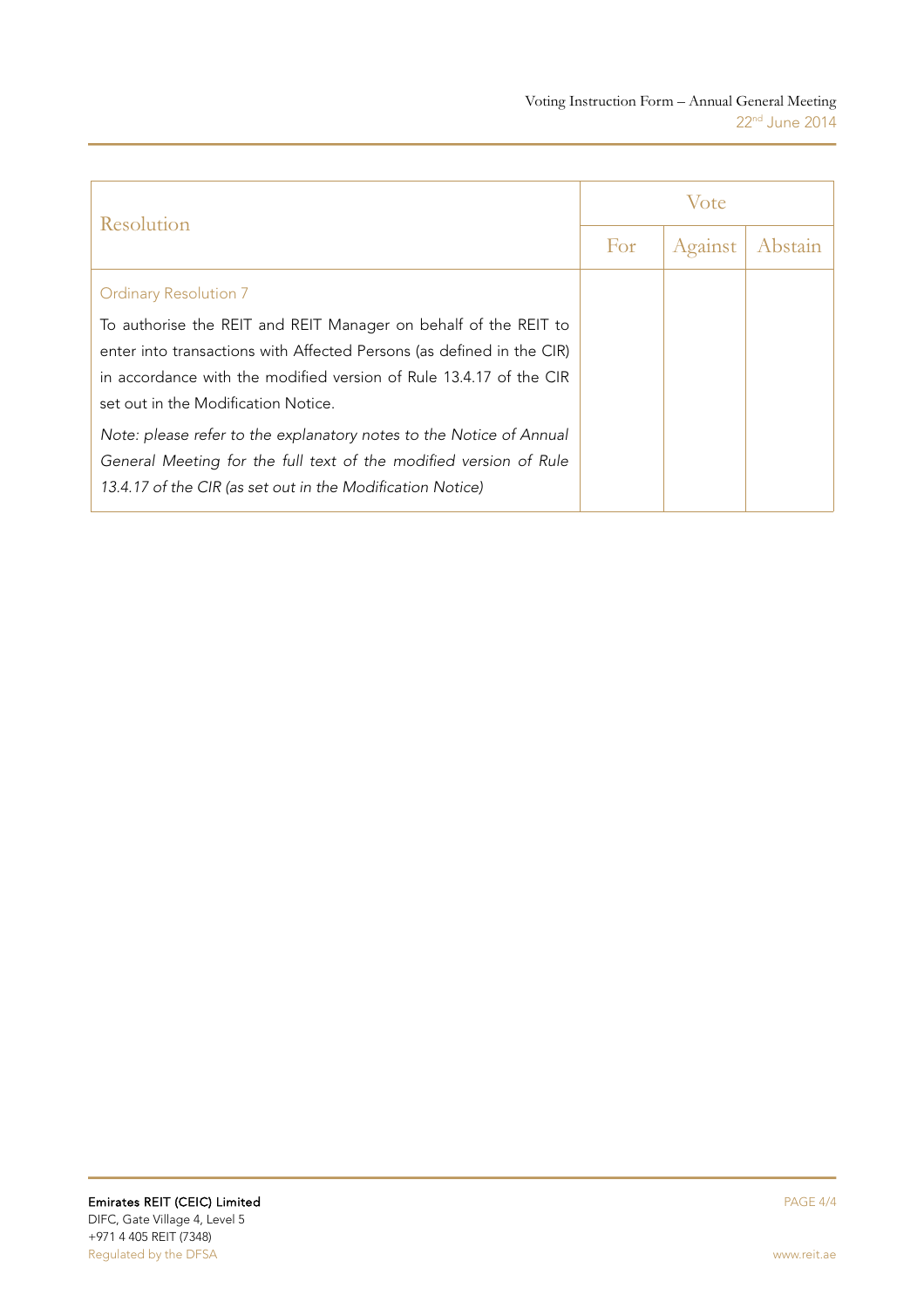| Resolution | Vote | | |
|---|---|---|---|
| | For | Against | Abstain |
| Ordinary Resolution 7<br><br>To authorise the REIT and REIT Manager on behalf of the REIT to enter into transactions with Affected Persons (as defined in the CIR) in accordance with the modified version of Rule 13.4.17 of the CIR set out in the Modification Notice.<br><br>*Note: please refer to the explanatory notes to the Notice of Annual General Meeting for the full text of the modified version of Rule 13.4.17 of the CIR (as set out in the Modification Notice)* | | | |

**Emirates REIT (CEIC) Limited**
DIFC, Gate Village 4, Level 5
+971 4 405 REIT (7348)
Regulated by the DFSA

www.reit.ae